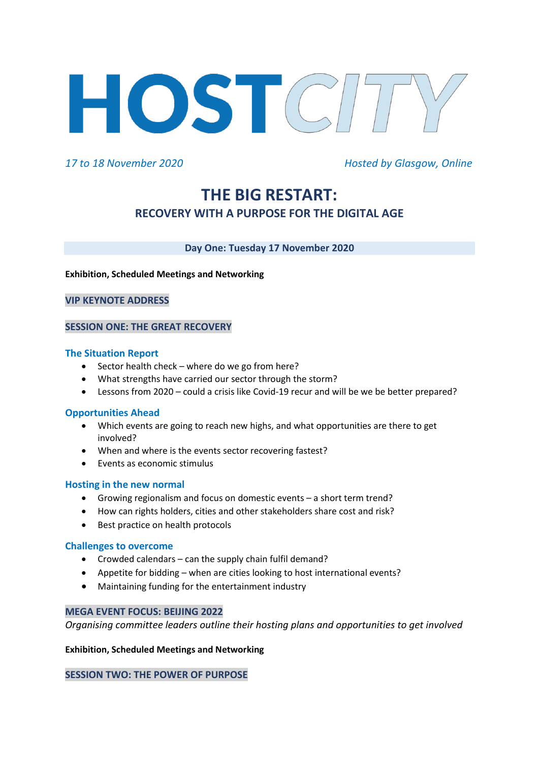# HOSTCITY

*17 to 18 November 2020* *Hosted by Glasgow, Online*

# THE BIG RESTART:

## RECOVERY WITH A PURPOSE FOR THE DIGITAL AGE

### Day One: Tuesday 17 November 2020

**Exhibition, Scheduled Meetings and Networking**

**VIP KEYNOTE ADDRESS**

**SESSION ONE: THE GREAT RECOVERY**

#### The Situation Report

- Sector health check – where do we go from here?
- What strengths have carried our sector through the storm?
- Lessons from 2020 – could a crisis like Covid-19 recur and will be we better prepared?

#### Opportunities Ahead

- Which events are going to reach new highs, and what opportunities are there to get involved?
- When and where is the events sector recovering fastest?
- Events as economic stimulus

#### Hosting in the new normal

- Growing regionalism and focus on domestic events – a short term trend?
- How can rights holders, cities and other stakeholders share cost and risk?
- Best practice on health protocols

#### Challenges to overcome

- Crowded calendars – can the supply chain fulfil demand?
- Appetite for bidding – when are cities looking to host international events?
- Maintaining funding for the entertainment industry

**MEGA EVENT FOCUS: BEIJING 2022**

*Organising committee leaders outline their hosting plans and opportunities to get involved*

**Exhibition, Scheduled Meetings and Networking**

**SESSION TWO: THE POWER OF PURPOSE**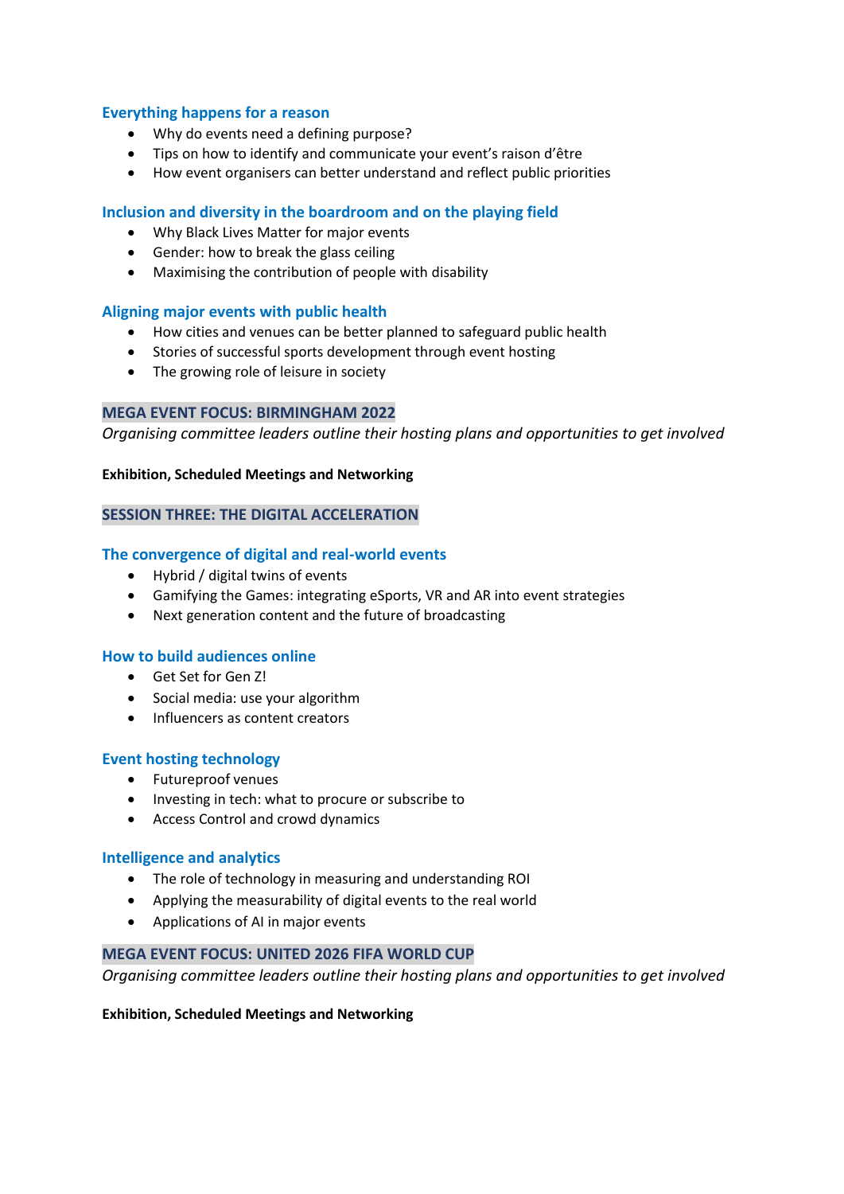### Everything happens for a reason

- Why do events need a defining purpose?
- Tips on how to identify and communicate your event's raison d'être
- How event organisers can better understand and reflect public priorities

### Inclusion and diversity in the boardroom and on the playing field

- Why Black Lives Matter for major events
- Gender: how to break the glass ceiling
- Maximising the contribution of people with disability

### Aligning major events with public health

- How cities and venues can be better planned to safeguard public health
- Stories of successful sports development through event hosting
- The growing role of leisure in society

## MEGA EVENT FOCUS: BIRMINGHAM 2022

*Organising committee leaders outline their hosting plans and opportunities to get involved*

**Exhibition, Scheduled Meetings and Networking**

## SESSION THREE: THE DIGITAL ACCELERATION

### The convergence of digital and real-world events

- Hybrid / digital twins of events
- Gamifying the Games: integrating eSports, VR and AR into event strategies
- Next generation content and the future of broadcasting

### How to build audiences online

- Get Set for Gen Z!
- Social media: use your algorithm
- Influencers as content creators

### Event hosting technology

- Futureproof venues
- Investing in tech: what to procure or subscribe to
- Access Control and crowd dynamics

### Intelligence and analytics

- The role of technology in measuring and understanding ROI
- Applying the measurability of digital events to the real world
- Applications of AI in major events

## MEGA EVENT FOCUS: UNITED 2026 FIFA WORLD CUP

*Organising committee leaders outline their hosting plans and opportunities to get involved*

**Exhibition, Scheduled Meetings and Networking**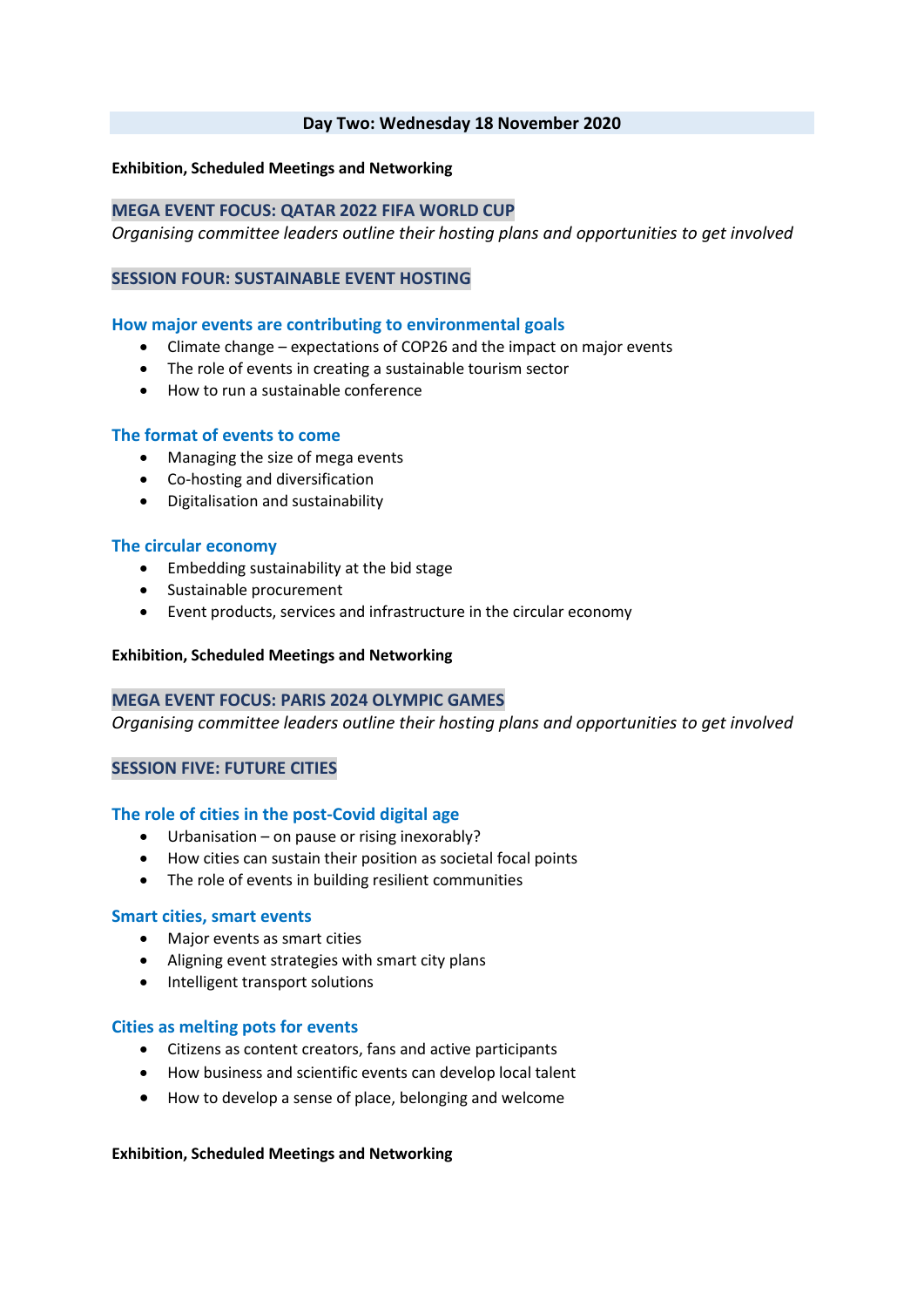## Day Two: Wednesday 18 November 2020

**Exhibition, Scheduled Meetings and Networking**

### MEGA EVENT FOCUS: QATAR 2022 FIFA WORLD CUP

*Organising committee leaders outline their hosting plans and opportunities to get involved*

### SESSION FOUR: SUSTAINABLE EVENT HOSTING

#### How major events are contributing to environmental goals

- Climate change – expectations of COP26 and the impact on major events
- The role of events in creating a sustainable tourism sector
- How to run a sustainable conference

#### The format of events to come

- Managing the size of mega events
- Co-hosting and diversification
- Digitalisation and sustainability

#### The circular economy

- Embedding sustainability at the bid stage
- Sustainable procurement
- Event products, services and infrastructure in the circular economy

**Exhibition, Scheduled Meetings and Networking**

### MEGA EVENT FOCUS: PARIS 2024 OLYMPIC GAMES

*Organising committee leaders outline their hosting plans and opportunities to get involved*

### SESSION FIVE: FUTURE CITIES

#### The role of cities in the post-Covid digital age

- Urbanisation – on pause or rising inexorably?
- How cities can sustain their position as societal focal points
- The role of events in building resilient communities

#### Smart cities, smart events

- Major events as smart cities
- Aligning event strategies with smart city plans
- Intelligent transport solutions

#### Cities as melting pots for events

- Citizens as content creators, fans and active participants
- How business and scientific events can develop local talent
- How to develop a sense of place, belonging and welcome

**Exhibition, Scheduled Meetings and Networking**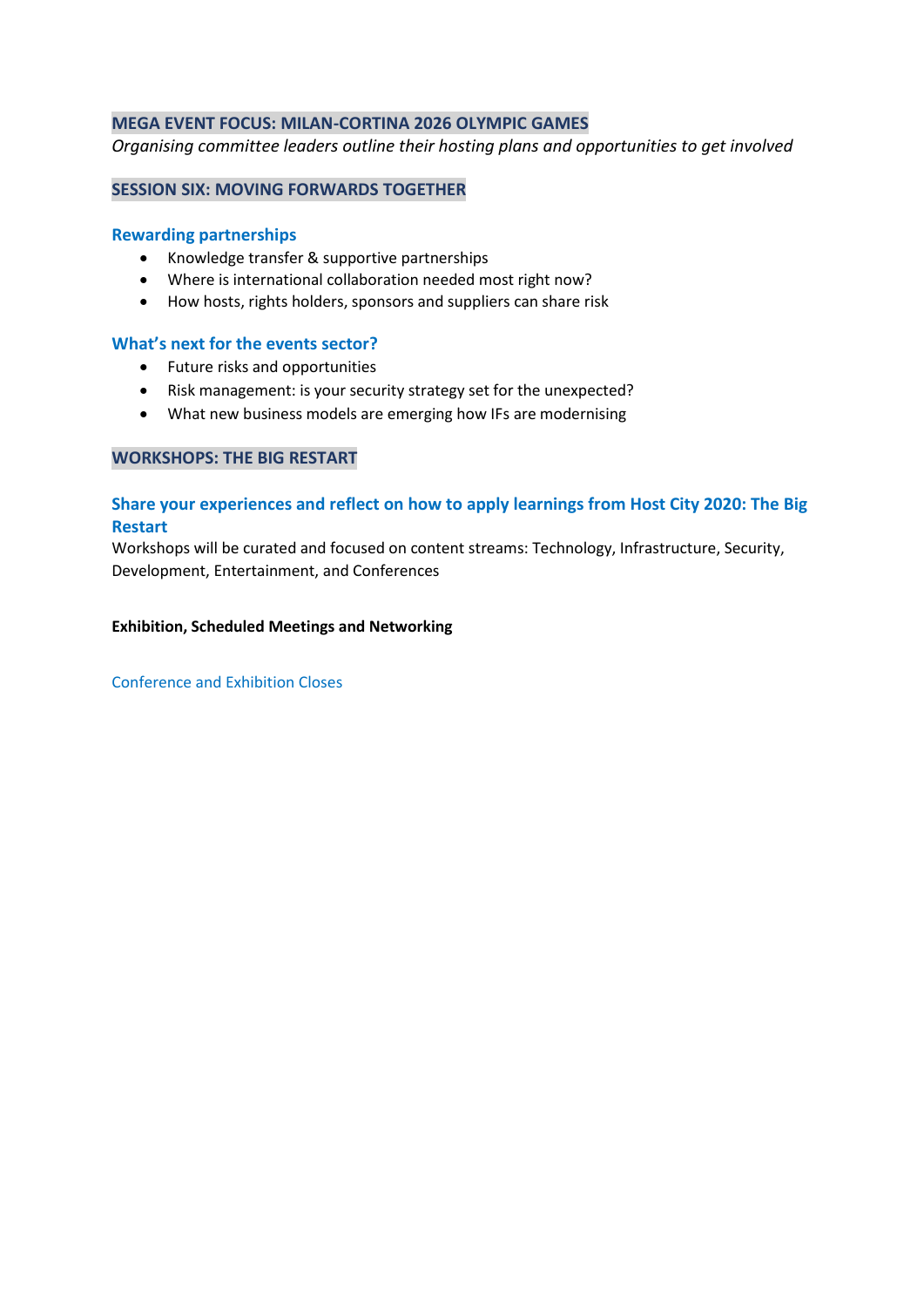## MEGA EVENT FOCUS: MILAN-CORTINA 2026 OLYMPIC GAMES

*Organising committee leaders outline their hosting plans and opportunities to get involved*

## SESSION SIX: MOVING FORWARDS TOGETHER

### Rewarding partnerships

- Knowledge transfer & supportive partnerships
- Where is international collaboration needed most right now?
- How hosts, rights holders, sponsors and suppliers can share risk

### What's next for the events sector?

- Future risks and opportunities
- Risk management: is your security strategy set for the unexpected?
- What new business models are emerging how IFs are modernising

## WORKSHOPS: THE BIG RESTART

### Share your experiences and reflect on how to apply learnings from Host City 2020: The Big Restart

Workshops will be curated and focused on content streams: Technology, Infrastructure, Security, Development, Entertainment, and Conferences

**Exhibition, Scheduled Meetings and Networking**

Conference and Exhibition Closes